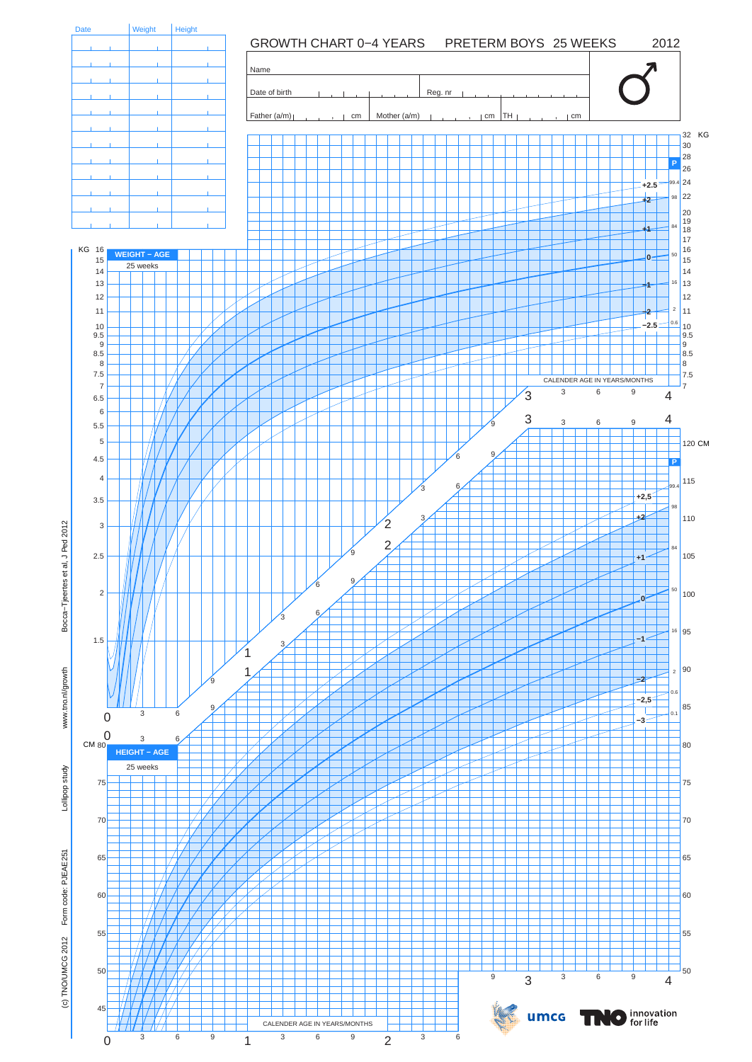# GROWTH CHART 0–4 YEARS PRETERM BOYS 25 WEEKS 2012

| Date | Weight | Height |
| --- | --- | --- |
| | | |
| | | |
| | | |
| | | |
| | | |
| | | |
| | | |
| | | |
| | | |
| | | |
| | | |
| | | |

Name

Date of birth | Reg. nr

Father (a/m) cm | Mother (a/m) cm | TH cm

**WEIGHT – AGE**
25 weeks

**HEIGHT – AGE**
25 weeks

KG 16, 15, 14, 13, 12, 11, 10, 9.5, 9, 8.5, 8, 7.5, 7, 6.5, 6, 5.5, 5, 4.5, 4, 3.5, 3, 2.5, 2, 1.5

32 KG, 30, 28, 26, 24, 22, 20, 19, 18, 17, 16, 15, 14, 13, 12, 11, 10, 9.5, 9, 8.5, 8, 7.5, 7

Weight SD lines: +2.5 (99.4), +2 (98), +1 (84), 0 (50), −1 (16), −2 (2), −2.5 (0.6)

CM 80, 75, 70, 65, 60, 55, 50, 45

120 CM, 115, 110, 105, 100, 95, 90, 85, 80, 75, 70, 65, 60, 55, 50

Height SD lines: +2,5 (99.4), +2 (98), +1 (84), 0 (50), −1 (16), −2 (2), −2,5 (0.6), −3 (0.1)

P

CALENDER AGE IN YEARS/MONTHS

0, 3, 6, 9, 1, 3, 6, 9, 2, 3, 6, 9, 3, 3, 6, 9, 4

Bocca–Tjeertes et al, J Ped 2012

www.tno.nl/growth

Lollipop study

Form code: PJEAE251

(c) TNO/UMCG 2012

umcg

TNO innovation for life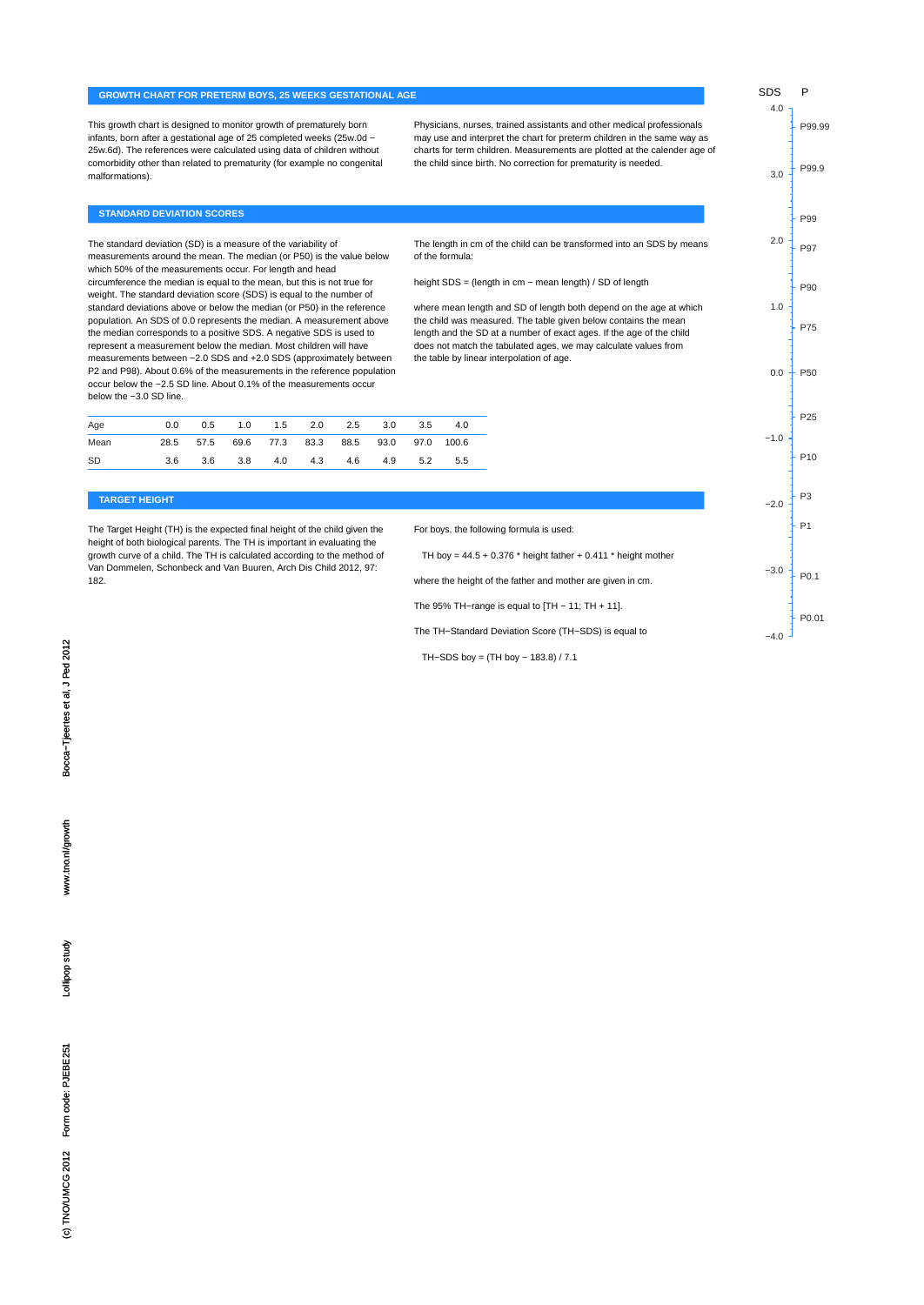## GROWTH CHART FOR PRETERM BOYS, 25 WEEKS GESTATIONAL AGE

This growth chart is designed to monitor growth of prematurely born infants, born after a gestational age of 25 completed weeks (25w.0d − 25w.6d). The references were calculated using data of children without comorbidity other than related to prematurity (for example no congenital malformations).

Physicians, nurses, trained assistants and other medical professionals may use and interpret the chart for preterm children in the same way as charts for term children. Measurements are plotted at the calender age of the child since birth. No correction for prematurity is needed.

## STANDARD DEVIATION SCORES

The standard deviation (SD) is a measure of the variability of measurements around the mean. The median (or P50) is the value below which 50% of the measurements occur. For length and head circumference the median is equal to the mean, but this is not true for weight. The standard deviation score (SDS) is equal to the number of standard deviations above or below the median (or P50) in the reference population. An SDS of 0.0 represents the median. A measurement above the median corresponds to a positive SDS. A negative SDS is used to represent a measurement below the median. Most children will have measurements between −2.0 SDS and +2.0 SDS (approximately between P2 and P98). About 0.6% of the measurements in the reference population occur below the −2.5 SD line. About 0.1% of the measurements occur below the −3.0 SD line.

The length in cm of the child can be transformed into an SDS by means of the formula:

height SDS = (length in cm − mean length) / SD of length

where mean length and SD of length both depend on the age at which the child was measured. The table given below contains the mean length and the SD at a number of exact ages. If the age of the child does not match the tabulated ages, we may calculate values from the table by linear interpolation of age.

| Age | 0.0 | 0.5 | 1.0 | 1.5 | 2.0 | 2.5 | 3.0 | 3.5 | 4.0 |
|---|---|---|---|---|---|---|---|---|---|
| Mean | 28.5 | 57.5 | 69.6 | 77.3 | 83.3 | 88.5 | 93.0 | 97.0 | 100.6 |
| SD | 3.6 | 3.6 | 3.8 | 4.0 | 4.3 | 4.6 | 4.9 | 5.2 | 5.5 |

## TARGET HEIGHT

The Target Height (TH) is the expected final height of the child given the height of both biological parents. The TH is important in evaluating the growth curve of a child. The TH is calculated according to the method of Van Dommelen, Schonbeck and Van Buuren, Arch Dis Child 2012, 97: 182.

For boys, the following formula is used:

TH boy = 44.5 + 0.376 * height father + 0.411 * height mother

where the height of the father and mother are given in cm.

The 95% TH−range is equal to [TH − 11; TH + 11].

The TH−Standard Deviation Score (TH−SDS) is equal to

TH−SDS boy = (TH boy − 183.8) / 7.1

SDS P
4.0
P99.99
3.0
P99.9
P99
2.0
P97
P90
1.0
P75
0.0
P50
P25
−1.0
P10
−2.0
P3
P1
−3.0
P0.1
P0.01
−4.0

(c) TNO/UMCG 2012 Form code: PJEBE251 Lollipop study www.tno.nl/growth Bocca−Tjeertes et al, J Ped 2012